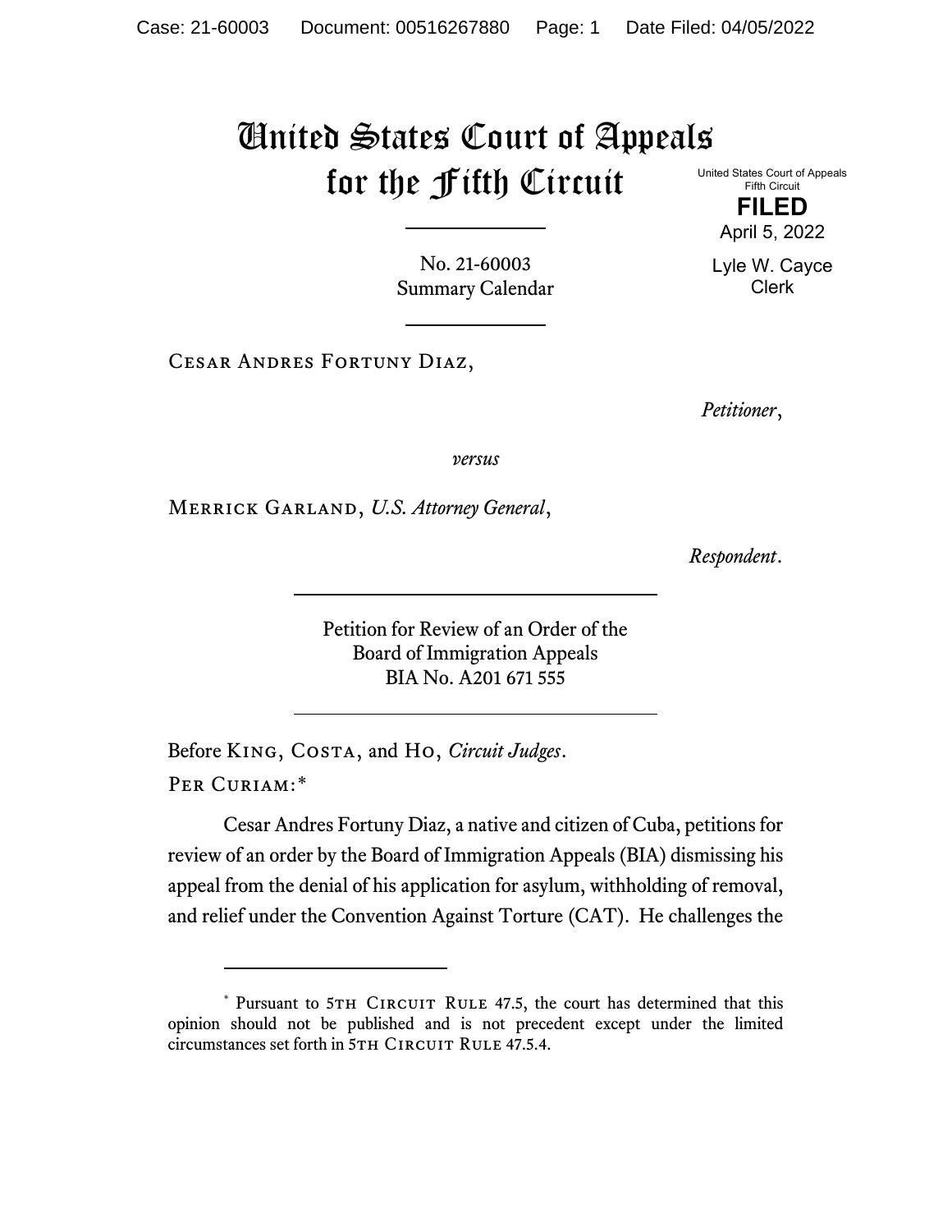# United States Court of Appeals for the Fifth Circuit

United States Court of Appeals
Fifth Circuit

**FILED**

April 5, 2022

Lyle W. Cayce
Clerk

---

No. 21-60003
Summary Calendar

---

Cesar Andres Fortuny Diaz,

*Petitioner*,

*versus*

Merrick Garland, *U.S. Attorney General*,

*Respondent*.

---

Petition for Review of an Order of the
Board of Immigration Appeals
BIA No. A201 671 555

---

Before King, Costa, and Ho, *Circuit Judges*.

Per Curiam:*

Cesar Andres Fortuny Diaz, a native and citizen of Cuba, petitions for review of an order by the Board of Immigration Appeals (BIA) dismissing his appeal from the denial of his application for asylum, withholding of removal, and relief under the Convention Against Torture (CAT). He challenges the

---

\* Pursuant to 5th Circuit Rule 47.5, the court has determined that this opinion should not be published and is not precedent except under the limited circumstances set forth in 5th Circuit Rule 47.5.4.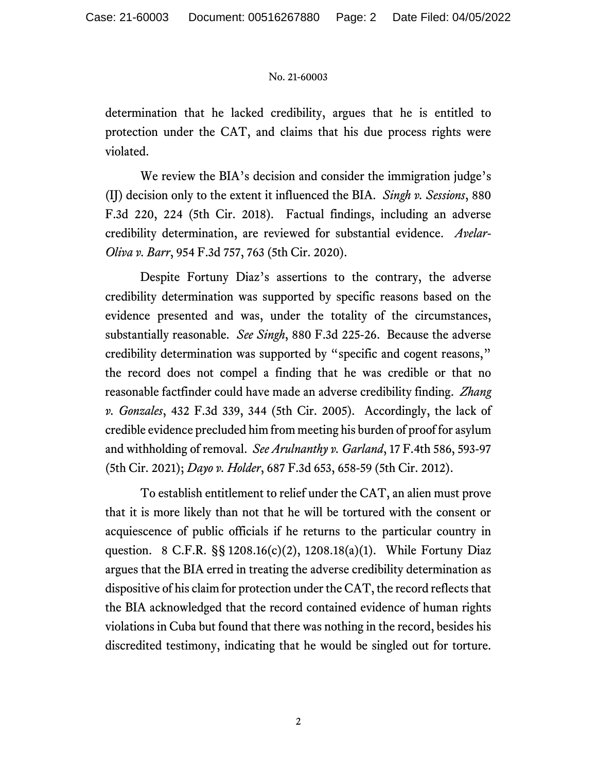determination that he lacked credibility, argues that he is entitled to protection under the CAT, and claims that his due process rights were violated.

We review the BIA's decision and consider the immigration judge's (IJ) decision only to the extent it influenced the BIA. *Singh v. Sessions*, 880 F.3d 220, 224 (5th Cir. 2018). Factual findings, including an adverse credibility determination, are reviewed for substantial evidence. *Avelar-Oliva v. Barr*, 954 F.3d 757, 763 (5th Cir. 2020).

Despite Fortuny Diaz's assertions to the contrary, the adverse credibility determination was supported by specific reasons based on the evidence presented and was, under the totality of the circumstances, substantially reasonable. *See Singh*, 880 F.3d 225-26. Because the adverse credibility determination was supported by "specific and cogent reasons," the record does not compel a finding that he was credible or that no reasonable factfinder could have made an adverse credibility finding. *Zhang v. Gonzales*, 432 F.3d 339, 344 (5th Cir. 2005). Accordingly, the lack of credible evidence precluded him from meeting his burden of proof for asylum and withholding of removal. *See Arulnanthy v. Garland*, 17 F.4th 586, 593-97 (5th Cir. 2021); *Dayo v. Holder*, 687 F.3d 653, 658-59 (5th Cir. 2012).

To establish entitlement to relief under the CAT, an alien must prove that it is more likely than not that he will be tortured with the consent or acquiescence of public officials if he returns to the particular country in question. 8 C.F.R. §§ 1208.16(c)(2), 1208.18(a)(1). While Fortuny Diaz argues that the BIA erred in treating the adverse credibility determination as dispositive of his claim for protection under the CAT, the record reflects that the BIA acknowledged that the record contained evidence of human rights violations in Cuba but found that there was nothing in the record, besides his discredited testimony, indicating that he would be singled out for torture.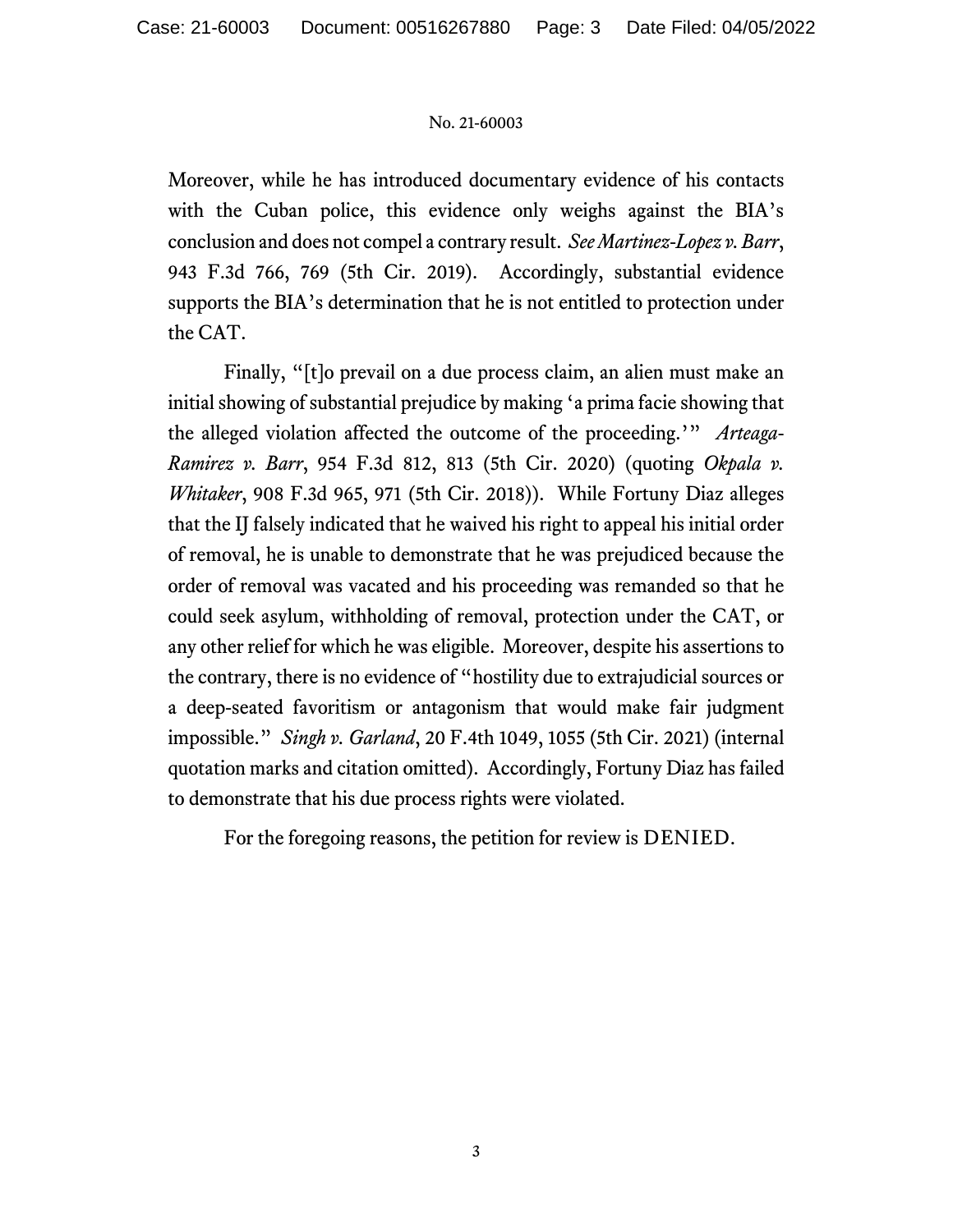Moreover, while he has introduced documentary evidence of his contacts with the Cuban police, this evidence only weighs against the BIA's conclusion and does not compel a contrary result. *See Martinez-Lopez v. Barr*, 943 F.3d 766, 769 (5th Cir. 2019). Accordingly, substantial evidence supports the BIA's determination that he is not entitled to protection under the CAT.

Finally, "[t]o prevail on a due process claim, an alien must make an initial showing of substantial prejudice by making 'a prima facie showing that the alleged violation affected the outcome of the proceeding.'" *Arteaga-Ramirez v. Barr*, 954 F.3d 812, 813 (5th Cir. 2020) (quoting *Okpala v. Whitaker*, 908 F.3d 965, 971 (5th Cir. 2018)). While Fortuny Diaz alleges that the IJ falsely indicated that he waived his right to appeal his initial order of removal, he is unable to demonstrate that he was prejudiced because the order of removal was vacated and his proceeding was remanded so that he could seek asylum, withholding of removal, protection under the CAT, or any other relief for which he was eligible. Moreover, despite his assertions to the contrary, there is no evidence of "hostility due to extrajudicial sources or a deep-seated favoritism or antagonism that would make fair judgment impossible." *Singh v. Garland*, 20 F.4th 1049, 1055 (5th Cir. 2021) (internal quotation marks and citation omitted). Accordingly, Fortuny Diaz has failed to demonstrate that his due process rights were violated.

For the foregoing reasons, the petition for review is DENIED.